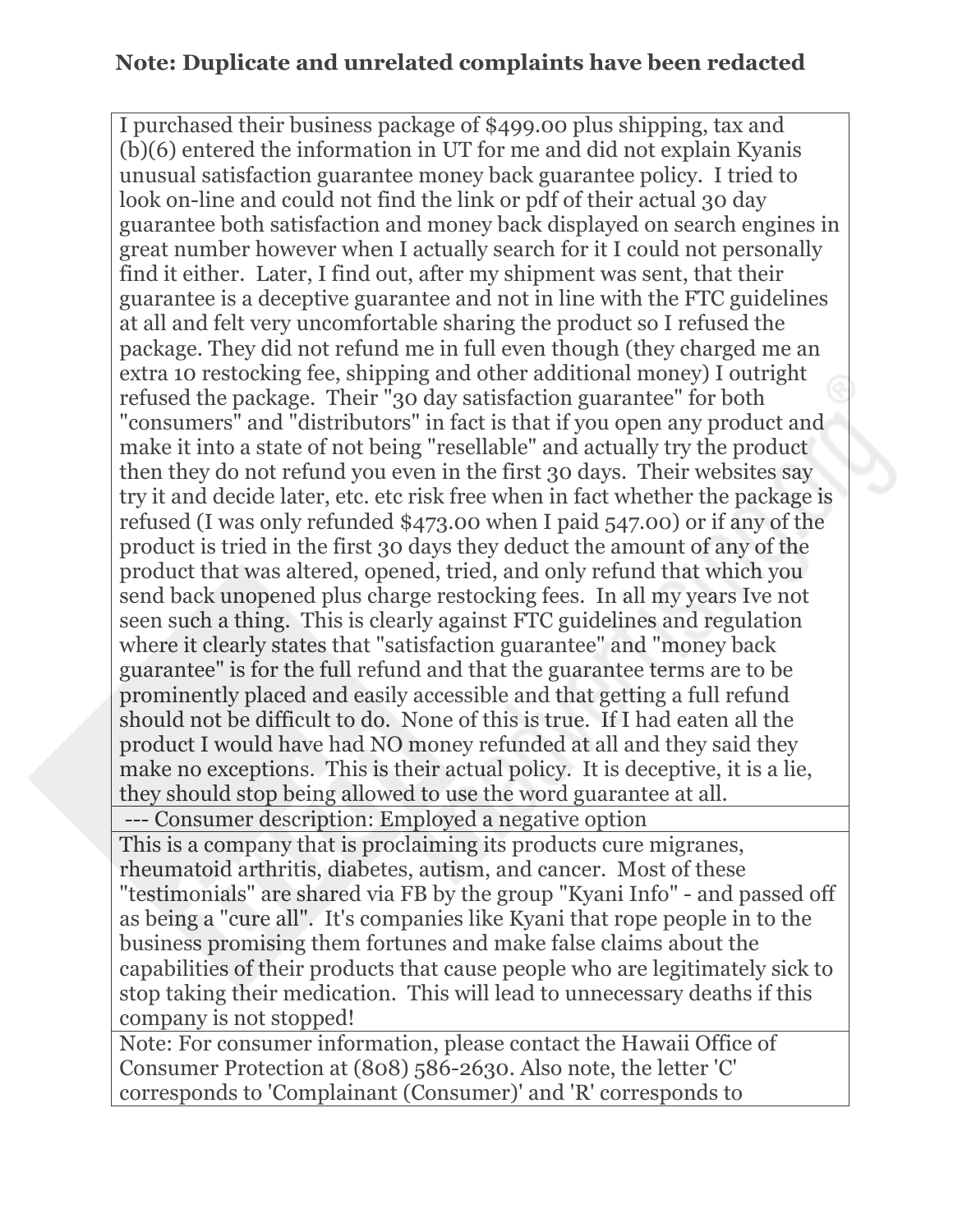**Note: Duplicate and unrelated complaints have been redacted**

| |
|---|
| I purchased their business package of $499.00 plus shipping, tax and (b)(6) entered the information in UT for me and did not explain Kyanis unusual satisfaction guarantee money back guarantee policy. I tried to look on-line and could not find the link or pdf of their actual 30 day guarantee both satisfaction and money back displayed on search engines in great number however when I actually search for it I could not personally find it either. Later, I find out, after my shipment was sent, that their guarantee is a deceptive guarantee and not in line with the FTC guidelines at all and felt very uncomfortable sharing the product so I refused the package. They did not refund me in full even though (they charged me an extra 10 restocking fee, shipping and other additional money) I outright refused the package. Their "30 day satisfaction guarantee" for both "consumers" and "distributors" in fact is that if you open any product and make it into a state of not being "resellable" and actually try the product then they do not refund you even in the first 30 days. Their websites say try it and decide later, etc. etc risk free when in fact whether the package is refused (I was only refunded $473.00 when I paid 547.00) or if any of the product is tried in the first 30 days they deduct the amount of any of the product that was altered, opened, tried, and only refund that which you send back unopened plus charge restocking fees. In all my years Ive not seen such a thing. This is clearly against FTC guidelines and regulation where it clearly states that "satisfaction guarantee" and "money back guarantee" is for the full refund and that the guarantee terms are to be prominently placed and easily accessible and that getting a full refund should not be difficult to do. None of this is true. If I had eaten all the product I would have had NO money refunded at all and they said they make no exceptions. This is their actual policy. It is deceptive, it is a lie, they should stop being allowed to use the word guarantee at all. |
| --- Consumer description: Employed a negative option |
| This is a company that is proclaiming its products cure migranes, rheumatoid arthritis, diabetes, autism, and cancer. Most of these "testimonials" are shared via FB by the group "Kyani Info" - and passed off as being a "cure all". It's companies like Kyani that rope people in to the business promising them fortunes and make false claims about the capabilities of their products that cause people who are legitimately sick to stop taking their medication. This will lead to unnecessary deaths if this company is not stopped! |
| Note: For consumer information, please contact the Hawaii Office of Consumer Protection at (808) 586-2630. Also note, the letter 'C' corresponds to 'Complainant (Consumer)' and 'R' corresponds to |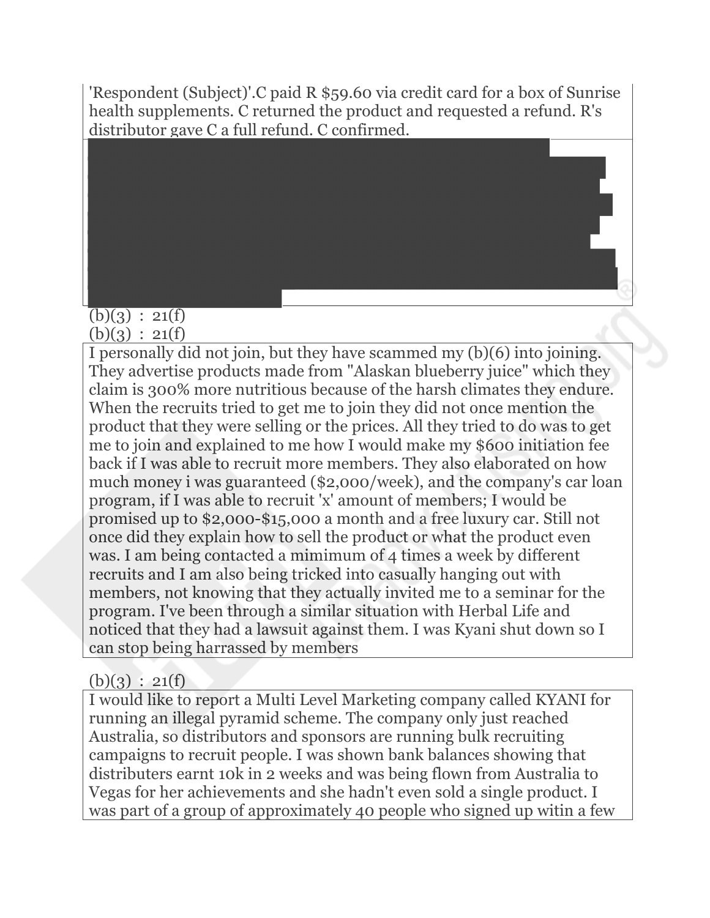'Respondent (Subject)'.C paid R $59.60 via credit card for a box of Sunrise health supplements. C returned the product and requested a refund. R's distributor gave C a full refund. C confirmed.

(b)(3) : 21(f)

(b)(3) : 21(f)

I personally did not join, but they have scammed my (b)(6) into joining. They advertise products made from "Alaskan blueberry juice" which they claim is 300% more nutritious because of the harsh climates they endure. When the recruits tried to get me to join they did not once mention the product that they were selling or the prices. All they tried to do was to get me to join and explained to me how I would make my $600 initiation fee back if I was able to recruit more members. They also elaborated on how much money i was guaranteed ($2,000/week), and the company's car loan program, if I was able to recruit 'x' amount of members; I would be promised up to $2,000-$15,000 a month and a free luxury car. Still not once did they explain how to sell the product or what the product even was. I am being contacted a mimimum of 4 times a week by different recruits and I am also being tricked into casually hanging out with members, not knowing that they actually invited me to a seminar for the program. I've been through a similar situation with Herbal Life and noticed that they had a lawsuit against them. I was Kyani shut down so I can stop being harrassed by members

(b)(3) : 21(f)

I would like to report a Multi Level Marketing company called KYANI for running an illegal pyramid scheme. The company only just reached Australia, so distributors and sponsors are running bulk recruiting campaigns to recruit people. I was shown bank balances showing that distributers earnt 10k in 2 weeks and was being flown from Australia to Vegas for her achievements and she hadn't even sold a single product. I was part of a group of approximately 40 people who signed up witin a few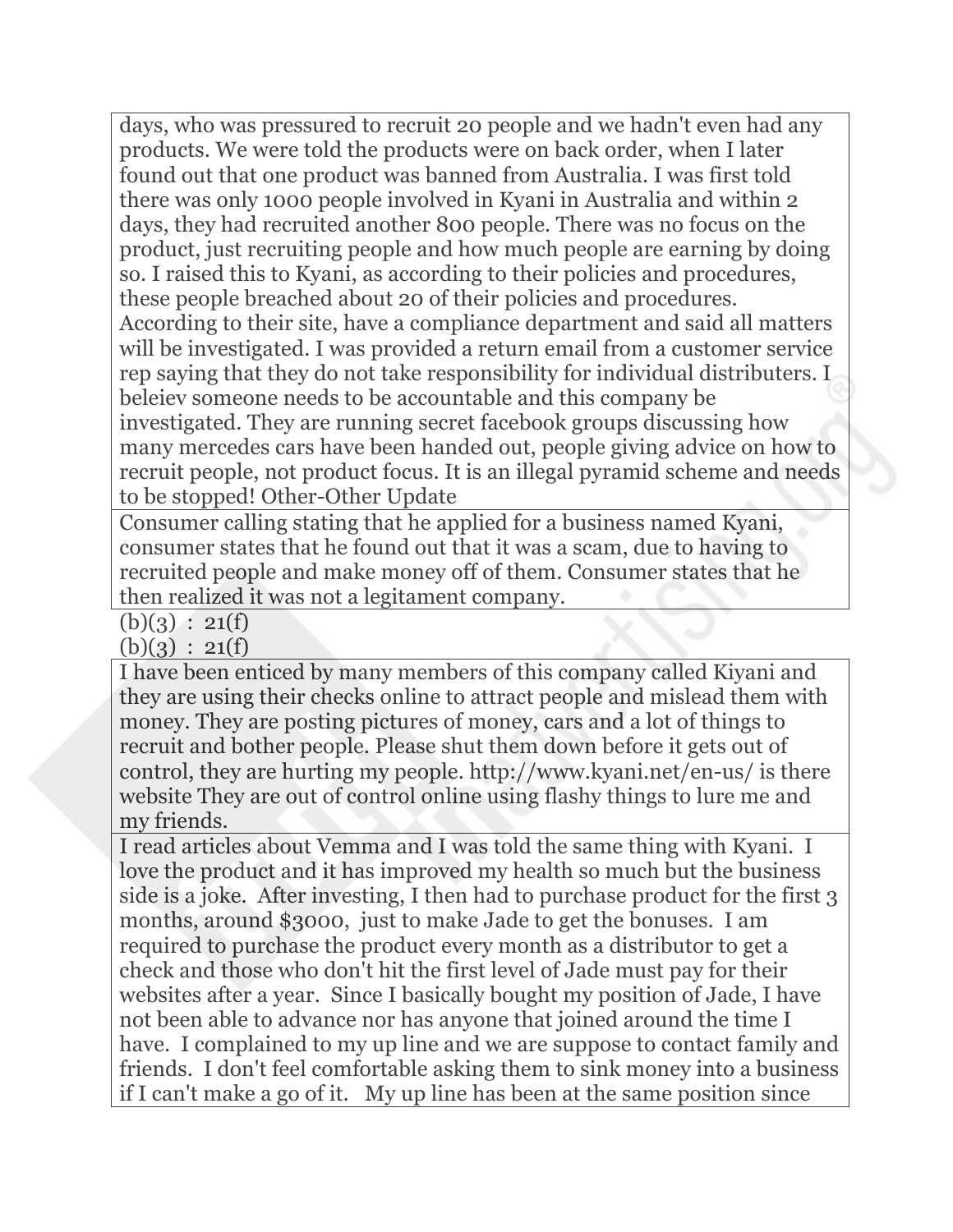| |
|---|
| days, who was pressured to recruit 20 people and we hadn't even had any products. We were told the products were on back order, when I later found out that one product was banned from Australia. I was first told there was only 1000 people involved in Kyani in Australia and within 2 days, they had recruited another 800 people. There was no focus on the product, just recruiting people and how much people are earning by doing so. I raised this to Kyani, as according to their policies and procedures, these people breached about 20 of their policies and procedures. According to their site, have a compliance department and said all matters will be investigated. I was provided a return email from a customer service rep saying that they do not take responsibility for individual distributers. I beleiev someone needs to be accountable and this company be investigated. They are running secret facebook groups discussing how many mercedes cars have been handed out, people giving advice on how to recruit people, not product focus. It is an illegal pyramid scheme and needs to be stopped! Other-Other Update |
| Consumer calling stating that he applied for a business named Kyani, consumer states that he found out that it was a scam, due to having to recruited people and make money off of them. Consumer states that he then realized it was not a legitament company. |

(b)(3) : 21(f)
(b)(3) : 21(f)

| |
|---|
| I have been enticed by many members of this company called Kiyani and they are using their checks online to attract people and mislead them with money. They are posting pictures of money, cars and a lot of things to recruit and bother people. Please shut them down before it gets out of control, they are hurting my people. http://www.kyani.net/en-us/ is there website They are out of control online using flashy things to lure me and my friends. |
| I read articles about Vemma and I was told the same thing with Kyani. I love the product and it has improved my health so much but the business side is a joke. After investing, I then had to purchase product for the first 3 months, around $3000, just to make Jade to get the bonuses. I am required to purchase the product every month as a distributor to get a check and those who don't hit the first level of Jade must pay for their websites after a year. Since I basically bought my position of Jade, I have not been able to advance nor has anyone that joined around the time I have. I complained to my up line and we are suppose to contact family and friends. I don't feel comfortable asking them to sink money into a business if I can't make a go of it. My up line has been at the same position since |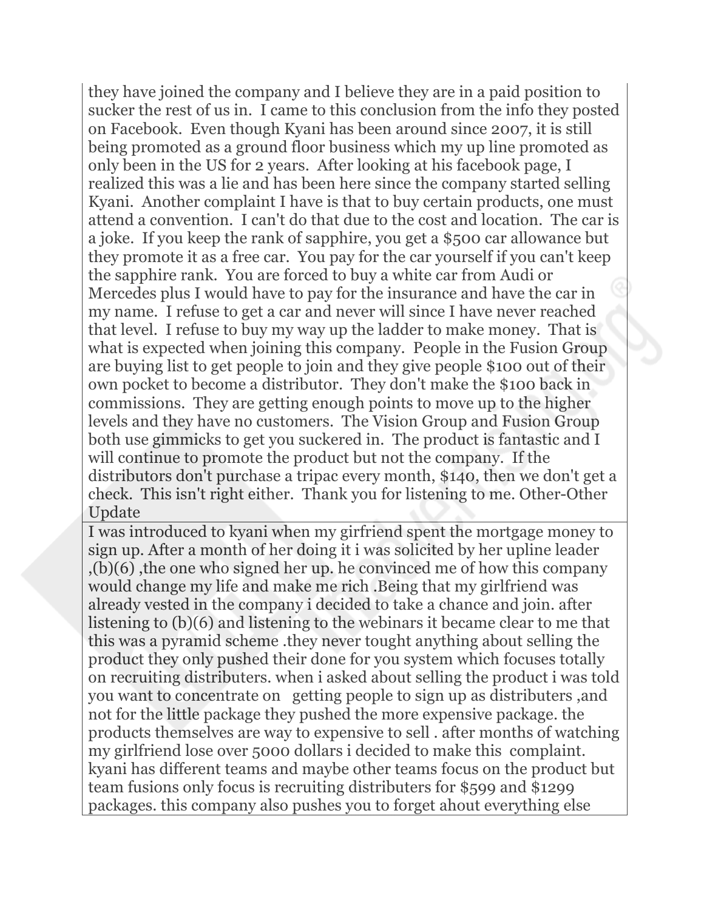they have joined the company and I believe they are in a paid position to sucker the rest of us in. I came to this conclusion from the info they posted on Facebook. Even though Kyani has been around since 2007, it is still being promoted as a ground floor business which my up line promoted as only been in the US for 2 years. After looking at his facebook page, I realized this was a lie and has been here since the company started selling Kyani. Another complaint I have is that to buy certain products, one must attend a convention. I can't do that due to the cost and location. The car is a joke. If you keep the rank of sapphire, you get a $500 car allowance but they promote it as a free car. You pay for the car yourself if you can't keep the sapphire rank. You are forced to buy a white car from Audi or Mercedes plus I would have to pay for the insurance and have the car in my name. I refuse to get a car and never will since I have never reached that level. I refuse to buy my way up the ladder to make money. That is what is expected when joining this company. People in the Fusion Group are buying list to get people to join and they give people $100 out of their own pocket to become a distributor. They don't make the $100 back in commissions. They are getting enough points to move up to the higher levels and they have no customers. The Vision Group and Fusion Group both use gimmicks to get you suckered in. The product is fantastic and I will continue to promote the product but not the company. If the distributors don't purchase a tripac every month, $140, then we don't get a check. This isn't right either. Thank you for listening to me. Other-Other Update

I was introduced to kyani when my girfriend spent the mortgage money to sign up. After a month of her doing it i was solicited by her upline leader ,(b)(6) ,the one who signed her up. he convinced me of how this company would change my life and make me rich .Being that my girlfriend was already vested in the company i decided to take a chance and join. after listening to (b)(6) and listening to the webinars it became clear to me that this was a pyramid scheme .they never tought anything about selling the product they only pushed their done for you system which focuses totally on recruiting distributers. when i asked about selling the product i was told you want to concentrate on getting people to sign up as distributers ,and not for the little package they pushed the more expensive package. the products themselves are way to expensive to sell . after months of watching my girlfriend lose over 5000 dollars i decided to make this complaint. kyani has different teams and maybe other teams focus on the product but team fusions only focus is recruiting distributers for $599 and $1299 packages. this company also pushes you to forget ahout everything else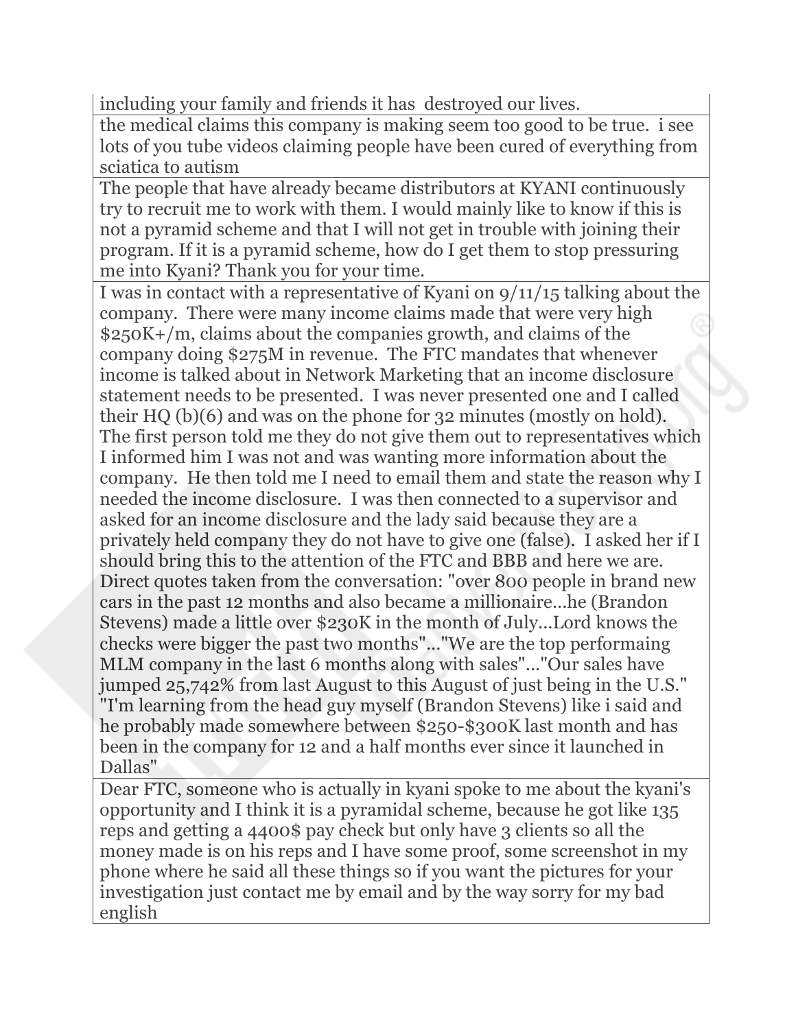| |
|---|
| including your family and friends it has destroyed our lives. |
| the medical claims this company is making seem too good to be true. i see lots of you tube videos claiming people have been cured of everything from sciatica to autism |
| The people that have already became distributors at KYANI continuously try to recruit me to work with them. I would mainly like to know if this is not a pyramid scheme and that I will not get in trouble with joining their program. If it is a pyramid scheme, how do I get them to stop pressuring me into Kyani? Thank you for your time. |
| I was in contact with a representative of Kyani on 9/11/15 talking about the company. There were many income claims made that were very high $250K+/m, claims about the companies growth, and claims of the company doing $275M in revenue. The FTC mandates that whenever income is talked about in Network Marketing that an income disclosure statement needs to be presented. I was never presented one and I called their HQ (b)(6) and was on the phone for 32 minutes (mostly on hold). The first person told me they do not give them out to representatives which I informed him I was not and was wanting more information about the company. He then told me I need to email them and state the reason why I needed the income disclosure. I was then connected to a supervisor and asked for an income disclosure and the lady said because they are a privately held company they do not have to give one (false). I asked her if I should bring this to the attention of the FTC and BBB and here we are. Direct quotes taken from the conversation: "over 800 people in brand new cars in the past 12 months and also became a millionaire...he (Brandon Stevens) made a little over $230K in the month of July...Lord knows the checks were bigger the past two months"..."We are the top performaing MLM company in the last 6 months along with sales"..."Our sales have jumped 25,742% from last August to this August of just being in the U.S." "I'm learning from the head guy myself (Brandon Stevens) like i said and he probably made somewhere between $250-$300K last month and has been in the company for 12 and a half months ever since it launched in Dallas" |
| Dear FTC, someone who is actually in kyani spoke to me about the kyani's opportunity and I think it is a pyramidal scheme, because he got like 135 reps and getting a 4400$ pay check but only have 3 clients so all the money made is on his reps and I have some proof, some screenshot in my phone where he said all these things so if you want the pictures for your investigation just contact me by email and by the way sorry for my bad english |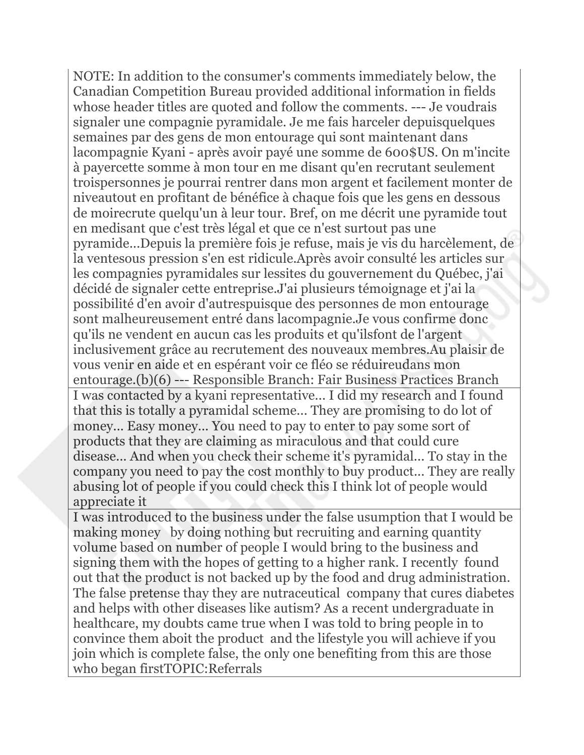| |
|---|
| NOTE: In addition to the consumer's comments immediately below, the Canadian Competition Bureau provided additional information in fields whose header titles are quoted and follow the comments. --- Je voudrais signaler une compagnie pyramidale. Je me fais harceler depuisquelques semaines par des gens de mon entourage qui sont maintenant dans lacompagnie Kyani - après avoir payé une somme de 600$US. On m'incite à payercette somme à mon tour en me disant qu'en recrutant seulement troispersonnes je pourrai rentrer dans mon argent et facilement monter de niveautout en profitant de bénéfice à chaque fois que les gens en dessous de moirecrute quelqu'un à leur tour. Bref, on me décrit une pyramide tout en medisant que c'est très légal et que ce n'est surtout pas une pyramide...Depuis la première fois je refuse, mais je vis du harcèlement, de la ventesous pression s'en est ridicule.Après avoir consulté les articles sur les compagnies pyramidales sur lessites du gouvernement du Québec, j'ai décidé de signaler cette entreprise.J'ai plusieurs témoignage et j'ai la possibilité d'en avoir d'autrespuisque des personnes de mon entourage sont malheureusement entré dans lacompagnie.Je vous confirme donc qu'ils ne vendent en aucun cas les produits et qu'ilsfont de l'argent inclusivement grâce au recrutement des nouveaux membres.Au plaisir de vous venir en aide et en espérant voir ce fléo se réduireudans mon entourage.(b)(6) --- Responsible Branch: Fair Business Practices Branch |
| I was contacted by a kyani representative... I did my research and I found that this is totally a pyramidal scheme... They are promising to do lot of money... Easy money... You need to pay to enter to pay some sort of products that they are claiming as miraculous and that could cure disease... And when you check their scheme it's pyramidal... To stay in the company you need to pay the cost monthly to buy product... They are really abusing lot of people if you could check this I think lot of people would appreciate it |
| I was introduced to the business under the false usumption that I would be making money by doing nothing but recruiting and earning quantity volume based on number of people I would bring to the business and signing them with the hopes of getting to a higher rank. I recently found out that the product is not backed up by the food and drug administration. The false pretense thay they are nutraceutical company that cures diabetes and helps with other diseases like autism? As a recent undergraduate in healthcare, my doubts came true when I was told to bring people in to convince them aboit the product and the lifestyle you will achieve if you join which is complete false, the only one benefiting from this are those who began firstTOPIC:Referrals |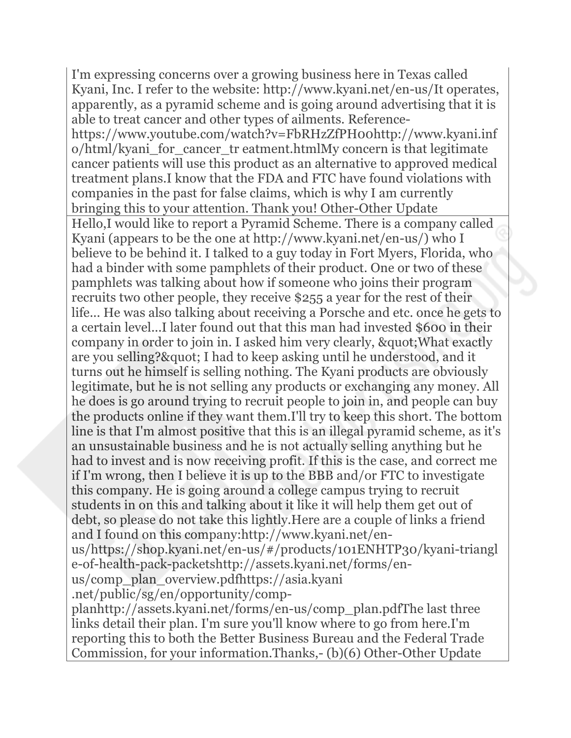| |
|---|
| I'm expressing concerns over a growing business here in Texas called Kyani, Inc. I refer to the website: http://www.kyani.net/en-us/It operates, apparently, as a pyramid scheme and is going around advertising that it is able to treat cancer and other types of ailments. Reference-https://www.youtube.com/watch?v=FbRHzZfPH00http://www.kyani.info/html/kyani_for_cancer_tr eatment.htmlMy concern is that legitimate cancer patients will use this product as an alternative to approved medical treatment plans.I know that the FDA and FTC have found violations with companies in the past for false claims, which is why I am currently bringing this to your attention. Thank you! Other-Other Update |
| Hello,I would like to report a Pyramid Scheme. There is a company called Kyani (appears to be the one at http://www.kyani.net/en-us/) who I believe to be behind it. I talked to a guy today in Fort Myers, Florida, who had a binder with some pamphlets of their product. One or two of these pamphlets was talking about how if someone who joins their program recruits two other people, they receive $255 a year for the rest of their life... He was also talking about receiving a Porsche and etc. once he gets to a certain level...I later found out that this man had invested $600 in their company in order to join in. I asked him very clearly, &quot;What exactly are you selling?&quot; I had to keep asking until he understood, and it turns out he himself is selling nothing. The Kyani products are obviously legitimate, but he is not selling any products or exchanging any money. All he does is go around trying to recruit people to join in, and people can buy the products online if they want them.I'll try to keep this short. The bottom line is that I'm almost positive that this is an illegal pyramid scheme, as it's an unsustainable business and he is not actually selling anything but he had to invest and is now receiving profit. If this is the case, and correct me if I'm wrong, then I believe it is up to the BBB and/or FTC to investigate this company. He is going around a college campus trying to recruit students in on this and talking about it like it will help them get out of debt, so please do not take this lightly.Here are a couple of links a friend and I found on this company:http://www.kyani.net/en-us/https://shop.kyani.net/en-us/#/products/101ENHTP30/kyani-triangle-of-health-pack-packetshttp://assets.kyani.net/forms/en-us/comp_plan_overview.pdfhttps://asia.kyani .net/public/sg/en/opportunity/comp-planhttp://assets.kyani.net/forms/en-us/comp_plan.pdfThe last three links detail their plan. I'm sure you'll know where to go from here.I'm reporting this to both the Better Business Bureau and the Federal Trade Commission, for your information.Thanks,- (b)(6) Other-Other Update |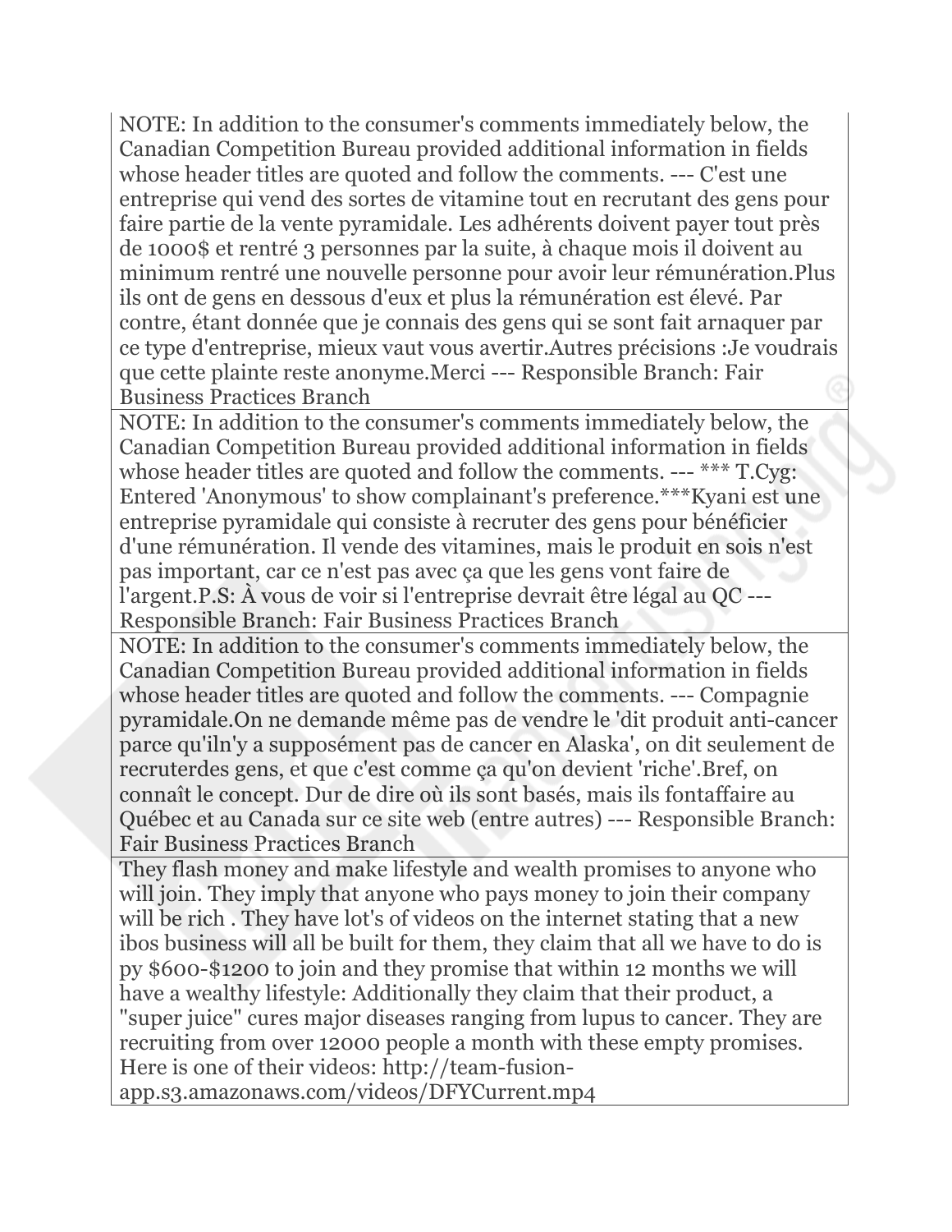| |
|---|
| NOTE: In addition to the consumer's comments immediately below, the Canadian Competition Bureau provided additional information in fields whose header titles are quoted and follow the comments. --- C'est une entreprise qui vend des sortes de vitamine tout en recrutant des gens pour faire partie de la vente pyramidale. Les adhérents doivent payer tout près de 1000$ et rentré 3 personnes par la suite, à chaque mois il doivent au minimum rentré une nouvelle personne pour avoir leur rémunération.Plus ils ont de gens en dessous d'eux et plus la rémunération est élevé. Par contre, étant donnée que je connais des gens qui se sont fait arnaquer par ce type d'entreprise, mieux vaut vous avertir.Autres précisions :Je voudrais que cette plainte reste anonyme.Merci --- Responsible Branch: Fair Business Practices Branch |
| NOTE: In addition to the consumer's comments immediately below, the Canadian Competition Bureau provided additional information in fields whose header titles are quoted and follow the comments. --- *** T.Cyg: Entered 'Anonymous' to show complainant's preference.***Kyani est une entreprise pyramidale qui consiste à recruter des gens pour bénéficier d'une rémunération. Il vende des vitamines, mais le produit en sois n'est pas important, car ce n'est pas avec ça que les gens vont faire de l'argent.P.S: À vous de voir si l'entreprise devrait être légal au QC --- Responsible Branch: Fair Business Practices Branch |
| NOTE: In addition to the consumer's comments immediately below, the Canadian Competition Bureau provided additional information in fields whose header titles are quoted and follow the comments. --- Compagnie pyramidale.On ne demande même pas de vendre le 'dit produit anti-cancer parce qu'iln'y a supposément pas de cancer en Alaska', on dit seulement de recruterdes gens, et que c'est comme ça qu'on devient 'riche'.Bref, on connaît le concept. Dur de dire où ils sont basés, mais ils fontaffaire au Québec et au Canada sur ce site web (entre autres) --- Responsible Branch: Fair Business Practices Branch |
| They flash money and make lifestyle and wealth promises to anyone who will join. They imply that anyone who pays money to join their company will be rich . They have lot's of videos on the internet stating that a new ibos business will all be built for them, they claim that all we have to do is py $600-$1200 to join and they promise that within 12 months we will have a wealthy lifestyle: Additionally they claim that their product, a "super juice" cures major diseases ranging from lupus to cancer. They are recruiting from over 12000 people a month with these empty promises. Here is one of their videos: http://team-fusion-app.s3.amazonaws.com/videos/DFYCurrent.mp4 |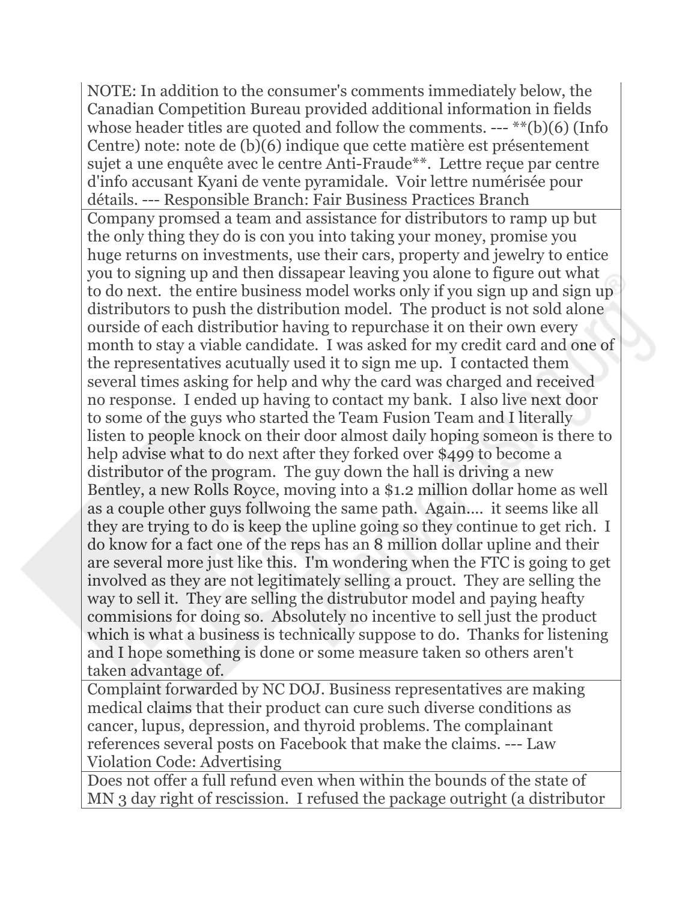| NOTE: In addition to the consumer's comments immediately below, the Canadian Competition Bureau provided additional information in fields whose header titles are quoted and follow the comments. --- **(b)(6) (Info Centre) note: note de (b)(6) indique que cette matière est présentement sujet a une enquête avec le centre Anti-Fraude**. Lettre reçue par centre d'info accusant Kyani de vente pyramidale. Voir lettre numérisée pour détails. --- Responsible Branch: Fair Business Practices Branch |
|---|
| Company promsed a team and assistance for distributors to ramp up but the only thing they do is con you into taking your money, promise you huge returns on investments, use their cars, property and jewelry to entice you to signing up and then dissapear leaving you alone to figure out what to do next. the entire business model works only if you sign up and sign up distributors to push the distribution model. The product is not sold alone ourside of each distributior having to repurchase it on their own every month to stay a viable candidate. I was asked for my credit card and one of the representatives acutually used it to sign me up. I contacted them several times asking for help and why the card was charged and received no response. I ended up having to contact my bank. I also live next door to some of the guys who started the Team Fusion Team and I literally listen to people knock on their door almost daily hoping someon is there to help advise what to do next after they forked over $499 to become a distributor of the program. The guy down the hall is driving a new Bentley, a new Rolls Royce, moving into a $1.2 million dollar home as well as a couple other guys follwoing the same path. Again.... it seems like all they are trying to do is keep the upline going so they continue to get rich. I do know for a fact one of the reps has an 8 million dollar upline and their are several more just like this. I'm wondering when the FTC is going to get involved as they are not legitimately selling a prouct. They are selling the way to sell it. They are selling the distrubutor model and paying heafty commisions for doing so. Absolutely no incentive to sell just the product which is what a business is technically suppose to do. Thanks for listening and I hope something is done or some measure taken so others aren't taken advantage of. |
| Complaint forwarded by NC DOJ. Business representatives are making medical claims that their product can cure such diverse conditions as cancer, lupus, depression, and thyroid problems. The complainant references several posts on Facebook that make the claims. --- Law Violation Code: Advertising |
| Does not offer a full refund even when within the bounds of the state of MN 3 day right of rescission. I refused the package outright (a distributor |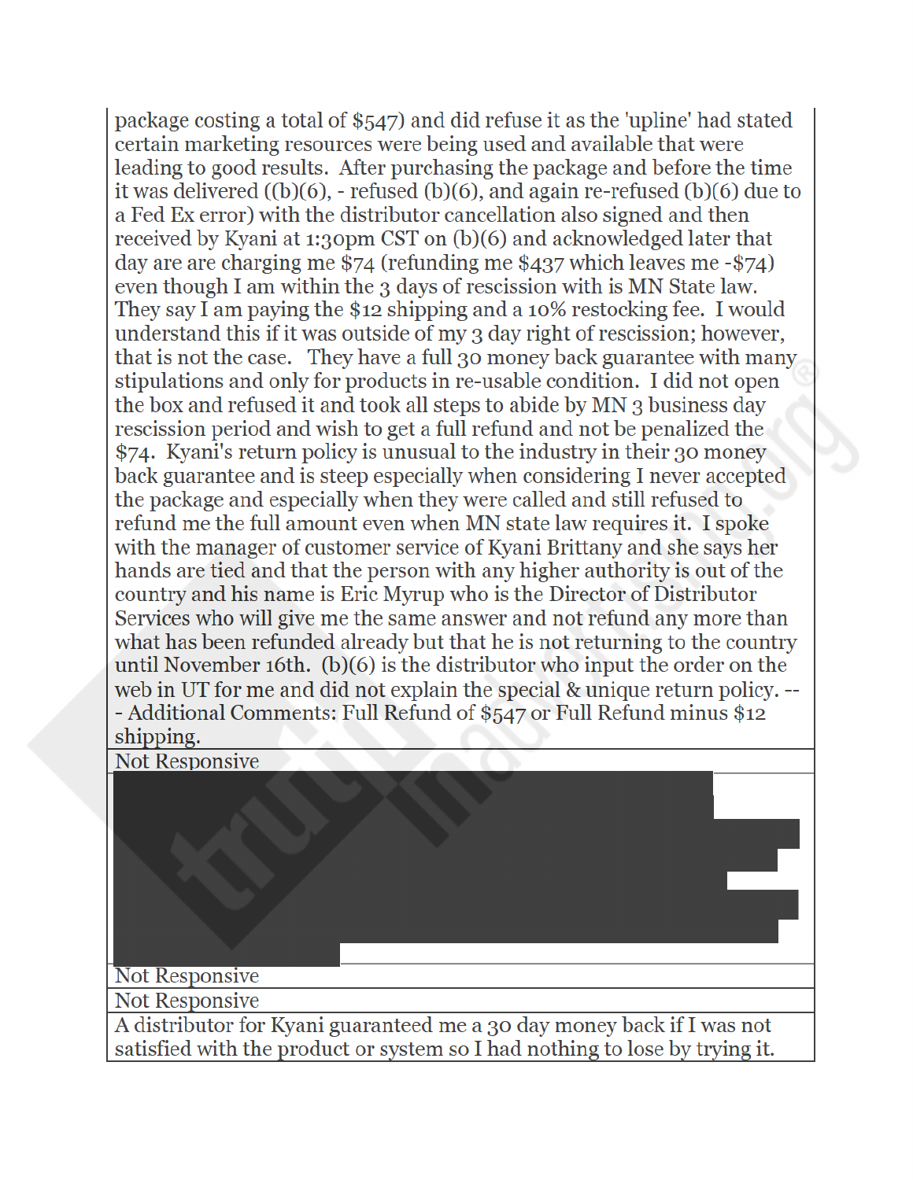| package costing a total of $547) and did refuse it as the 'upline' had stated certain marketing resources were being used and available that were leading to good results. After purchasing the package and before the time it was delivered ((b)(6), - refused (b)(6), and again re-refused (b)(6) due to a Fed Ex error) with the distributor cancellation also signed and then received by Kyani at 1:30pm CST on (b)(6) and acknowledged later that day are are charging me $74 (refunding me $437 which leaves me -$74) even though I am within the 3 days of rescission with is MN State law. They say I am paying the $12 shipping and a 10% restocking fee. I would understand this if it was outside of my 3 day right of rescission; however, that is not the case. They have a full 30 money back guarantee with many stipulations and only for products in re-usable condition. I did not open the box and refused it and took all steps to abide by MN 3 business day rescission period and wish to get a full refund and not be penalized the $74. Kyani's return policy is unusual to the industry in their 30 money back guarantee and is steep especially when considering I never accepted the package and especially when they were called and still refused to refund me the full amount even when MN state law requires it. I spoke with the manager of customer service of Kyani Brittany and she says her hands are tied and that the person with any higher authority is out of the country and his name is Eric Myrup who is the Director of Distributor Services who will give me the same answer and not refund any more than what has been refunded already but that he is not returning to the country until November 16th. (b)(6) is the distributor who input the order on the web in UT for me and did not explain the special & unique return policy. --- Additional Comments: Full Refund of $547 or Full Refund minus $12 shipping. |
| --- |
| Not Responsive |
| |
| Not Responsive |
| Not Responsive |
| A distributor for Kyani guaranteed me a 30 day money back if I was not satisfied with the product or system so I had nothing to lose by trying it. |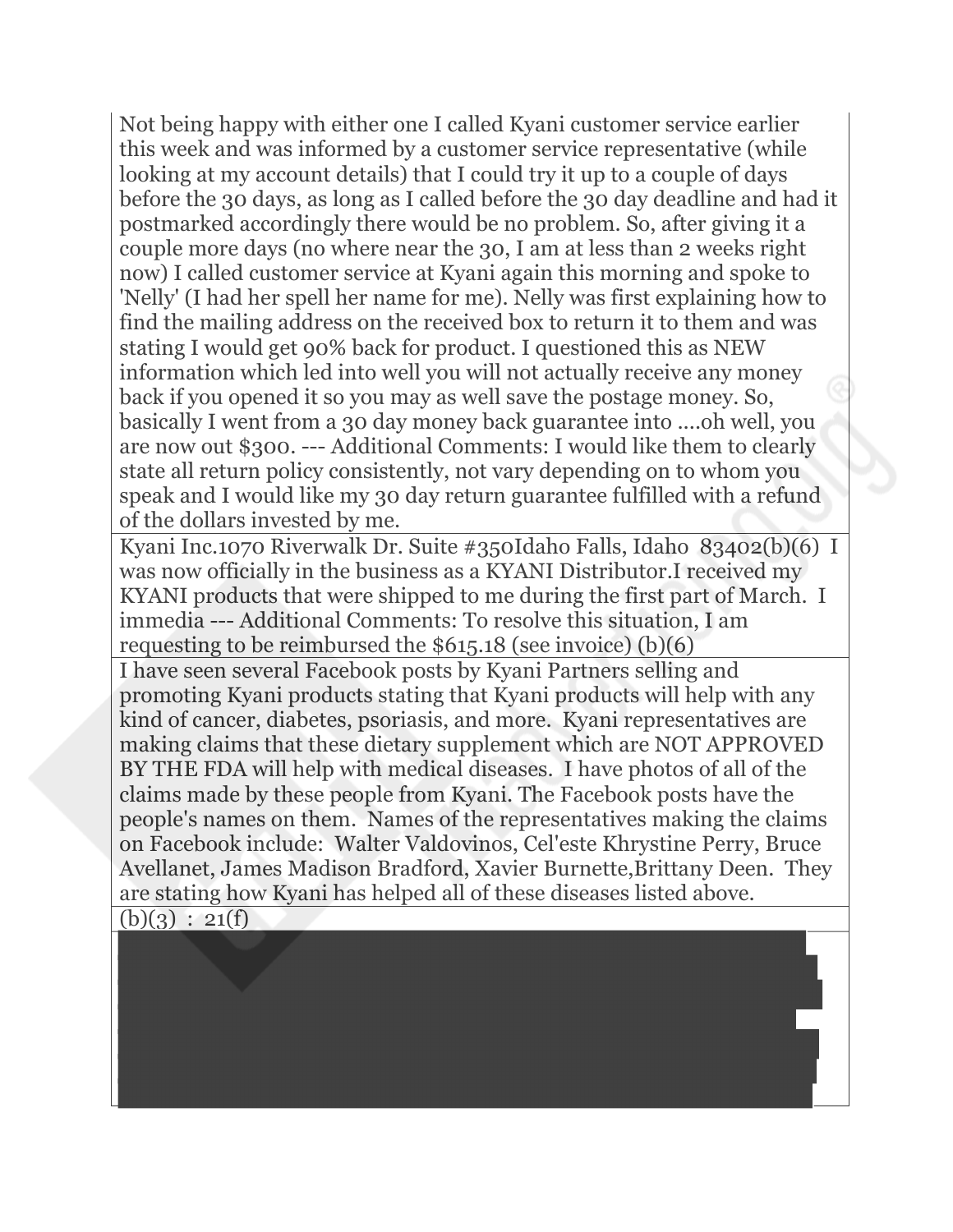| |
|---|
| Not being happy with either one I called Kyani customer service earlier this week and was informed by a customer service representative (while looking at my account details) that I could try it up to a couple of days before the 30 days, as long as I called before the 30 day deadline and had it postmarked accordingly there would be no problem. So, after giving it a couple more days (no where near the 30, I am at less than 2 weeks right now) I called customer service at Kyani again this morning and spoke to 'Nelly' (I had her spell her name for me). Nelly was first explaining how to find the mailing address on the received box to return it to them and was stating I would get 90% back for product. I questioned this as NEW information which led into well you will not actually receive any money back if you opened it so you may as well save the postage money. So, basically I went from a 30 day money back guarantee into ....oh well, you are now out $300. --- Additional Comments: I would like them to clearly state all return policy consistently, not vary depending on to whom you speak and I would like my 30 day return guarantee fulfilled with a refund of the dollars invested by me. |
| Kyani Inc.1070 Riverwalk Dr. Suite #350Idaho Falls, Idaho 83402(b)(6) I was now officially in the business as a KYANI Distributor.I received my KYANI products that were shipped to me during the first part of March. I immedia --- Additional Comments: To resolve this situation, I am requesting to be reimbursed the $615.18 (see invoice) (b)(6) |
| I have seen several Facebook posts by Kyani Partners selling and promoting Kyani products stating that Kyani products will help with any kind of cancer, diabetes, psoriasis, and more. Kyani representatives are making claims that these dietary supplement which are NOT APPROVED BY THE FDA will help with medical diseases. I have photos of all of the claims made by these people from Kyani. The Facebook posts have the people's names on them. Names of the representatives making the claims on Facebook include: Walter Valdovinos, Cel'este Khrystine Perry, Bruce Avellanet, James Madison Bradford, Xavier Burnette,Brittany Deen. They are stating how Kyani has helped all of these diseases listed above. |
| (b)(3) : 21(f) |
| |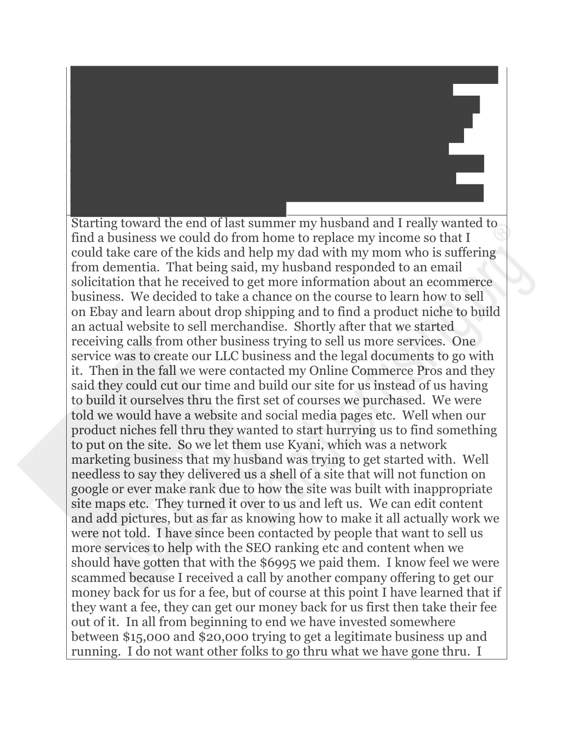Starting toward the end of last summer my husband and I really wanted to find a business we could do from home to replace my income so that I could take care of the kids and help my dad with my mom who is suffering from dementia. That being said, my husband responded to an email solicitation that he received to get more information about an ecommerce business. We decided to take a chance on the course to learn how to sell on Ebay and learn about drop shipping and to find a product niche to build an actual website to sell merchandise. Shortly after that we started receiving calls from other business trying to sell us more services. One service was to create our LLC business and the legal documents to go with it. Then in the fall we were contacted my Online Commerce Pros and they said they could cut our time and build our site for us instead of us having to build it ourselves thru the first set of courses we purchased. We were told we would have a website and social media pages etc. Well when our product niches fell thru they wanted to start hurrying us to find something to put on the site. So we let them use Kyani, which was a network marketing business that my husband was trying to get started with. Well needless to say they delivered us a shell of a site that will not function on google or ever make rank due to how the site was built with inappropriate site maps etc. They turned it over to us and left us. We can edit content and add pictures, but as far as knowing how to make it all actually work we were not told. I have since been contacted by people that want to sell us more services to help with the SEO ranking etc and content when we should have gotten that with the $6995 we paid them. I know feel we were scammed because I received a call by another company offering to get our money back for us for a fee, but of course at this point I have learned that if they want a fee, they can get our money back for us first then take their fee out of it. In all from beginning to end we have invested somewhere between $15,000 and $20,000 trying to get a legitimate business up and running. I do not want other folks to go thru what we have gone thru. I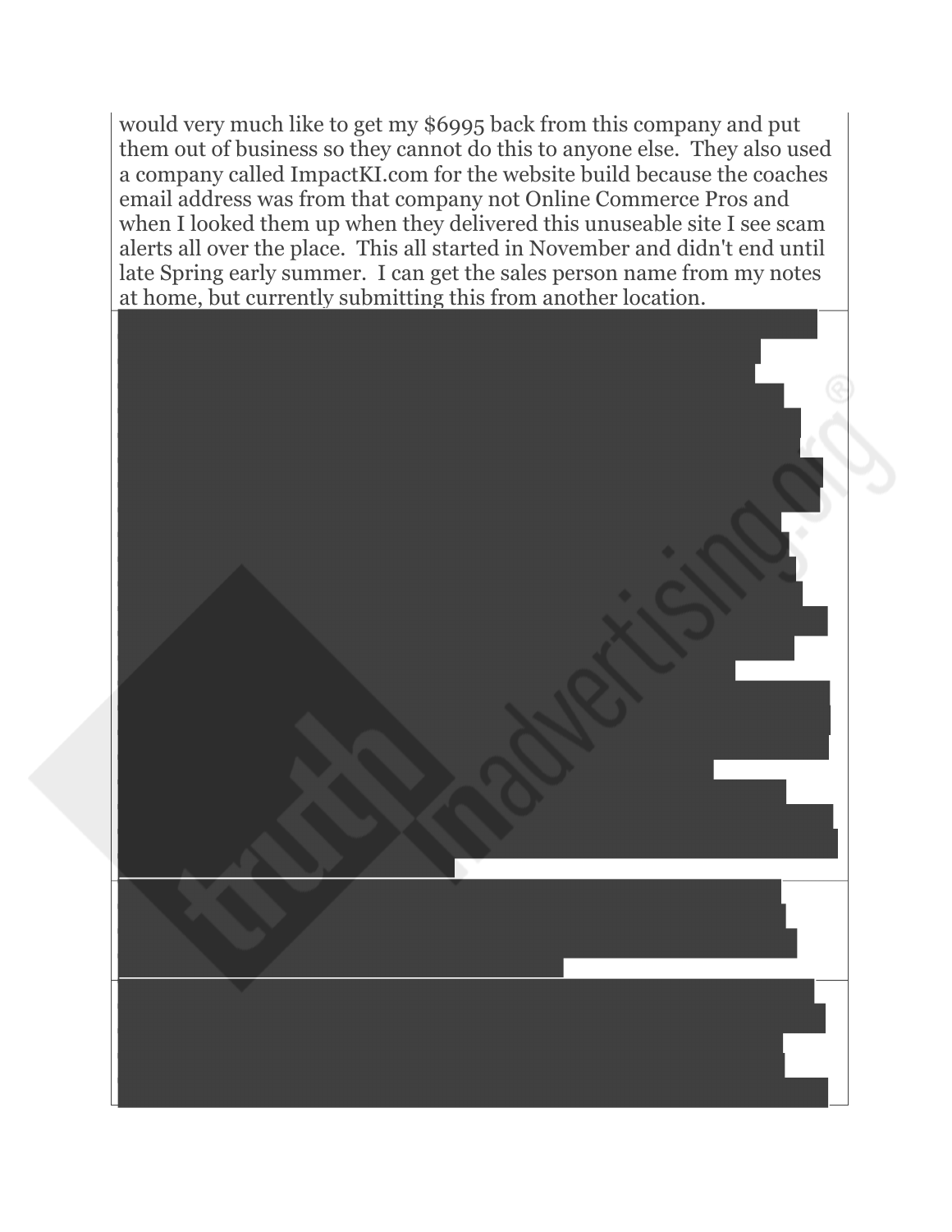would very much like to get my $6995 back from this company and put them out of business so they cannot do this to anyone else. They also used a company called ImpactKI.com for the website build because the coaches email address was from that company not Online Commerce Pros and when I looked them up when they delivered this unuseable site I see scam alerts all over the place. This all started in November and didn't end until late Spring early summer. I can get the sales person name from my notes at home, but currently submitting this from another location.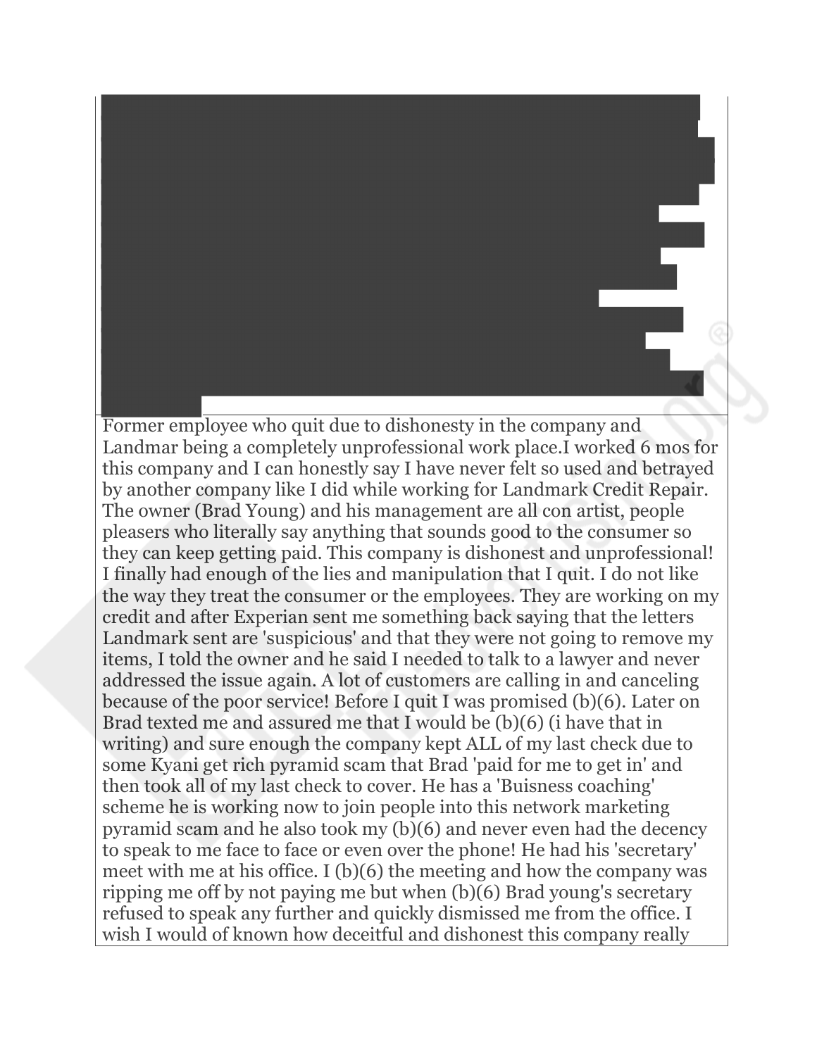Former employee who quit due to dishonesty in the company and Landmar being a completely unprofessional work place.I worked 6 mos for this company and I can honestly say I have never felt so used and betrayed by another company like I did while working for Landmark Credit Repair. The owner (Brad Young) and his management are all con artist, people pleasers who literally say anything that sounds good to the consumer so they can keep getting paid. This company is dishonest and unprofessional! I finally had enough of the lies and manipulation that I quit. I do not like the way they treat the consumer or the employees. They are working on my credit and after Experian sent me something back saying that the letters Landmark sent are 'suspicious' and that they were not going to remove my items, I told the owner and he said I needed to talk to a lawyer and never addressed the issue again. A lot of customers are calling in and canceling because of the poor service! Before I quit I was promised (b)(6). Later on Brad texted me and assured me that I would be (b)(6) (i have that in writing) and sure enough the company kept ALL of my last check due to some Kyani get rich pyramid scam that Brad 'paid for me to get in' and then took all of my last check to cover. He has a 'Buisness coaching' scheme he is working now to join people into this network marketing pyramid scam and he also took my (b)(6) and never even had the decency to speak to me face to face or even over the phone! He had his 'secretary' meet with me at his office. I (b)(6) the meeting and how the company was ripping me off by not paying me but when (b)(6) Brad young's secretary refused to speak any further and quickly dismissed me from the office. I wish I would of known how deceitful and dishonest this company really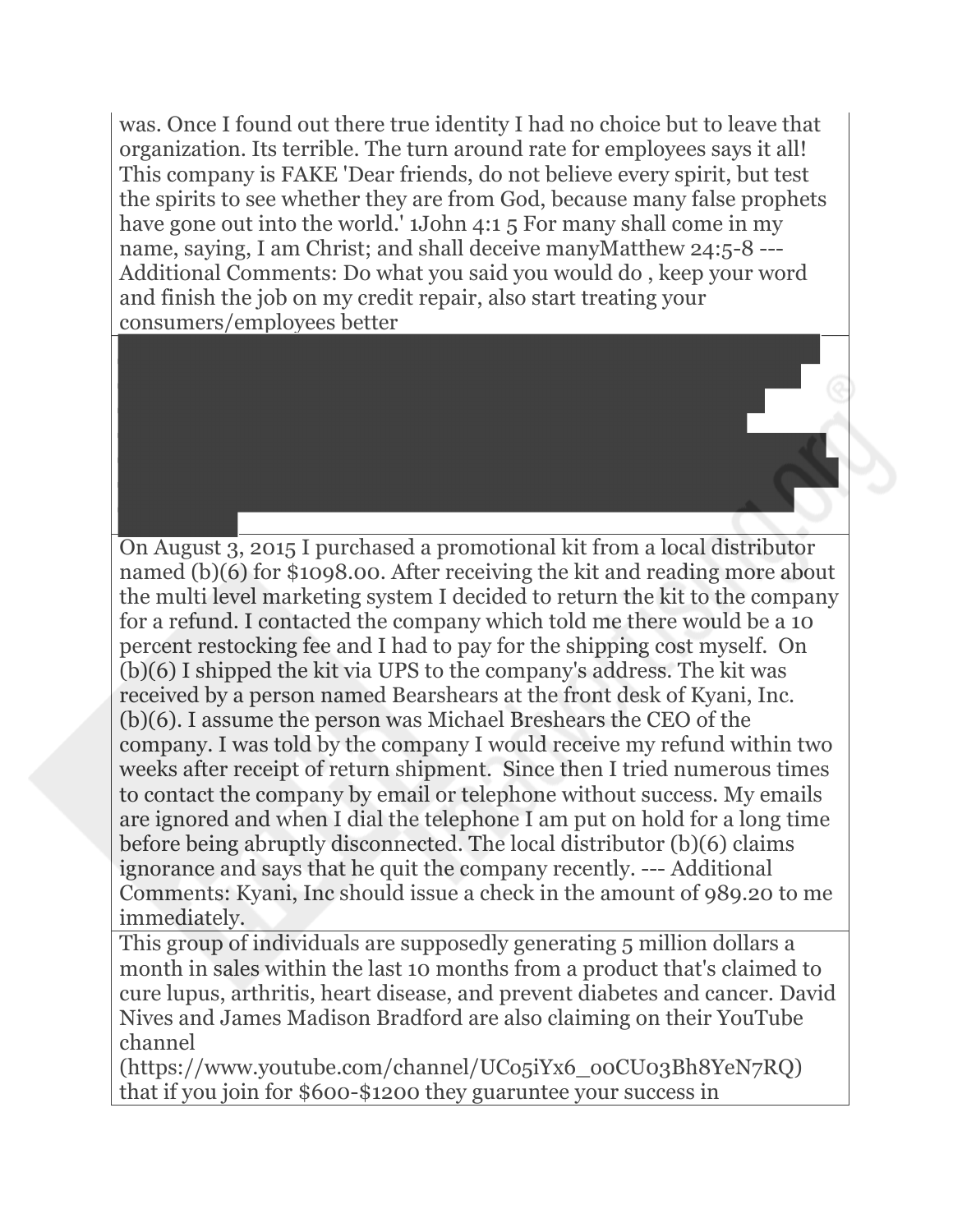| |
|---|
| was. Once I found out there true identity I had no choice but to leave that organization. Its terrible. The turn around rate for employees says it all! This company is FAKE 'Dear friends, do not believe every spirit, but test the spirits to see whether they are from God, because many false prophets have gone out into the world.' 1John 4:1 5 For many shall come in my name, saying, I am Christ; and shall deceive manyMatthew 24:5-8 --- Additional Comments: Do what you said you would do , keep your word and finish the job on my credit repair, also start treating your consumers/employees better |
| |
| On August 3, 2015 I purchased a promotional kit from a local distributor named (b)(6) for $1098.00. After receiving the kit and reading more about the multi level marketing system I decided to return the kit to the company for a refund. I contacted the company which told me there would be a 10 percent restocking fee and I had to pay for the shipping cost myself. On (b)(6) I shipped the kit via UPS to the company's address. The kit was received by a person named Bearshears at the front desk of Kyani, Inc. (b)(6). I assume the person was Michael Breshears the CEO of the company. I was told by the company I would receive my refund within two weeks after receipt of return shipment. Since then I tried numerous times to contact the company by email or telephone without success. My emails are ignored and when I dial the telephone I am put on hold for a long time before being abruptly disconnected. The local distributor (b)(6) claims ignorance and says that he quit the company recently. --- Additional Comments: Kyani, Inc should issue a check in the amount of 989.20 to me immediately. |
| This group of individuals are supposedly generating 5 million dollars a month in sales within the last 10 months from a product that's claimed to cure lupus, arthritis, heart disease, and prevent diabetes and cancer. David Nives and James Madison Bradford are also claiming on their YouTube channel (https://www.youtube.com/channel/UC05iYx6_0oCU03Bh8YeN7RQ) that if you join for $600-$1200 they guruntee your success in |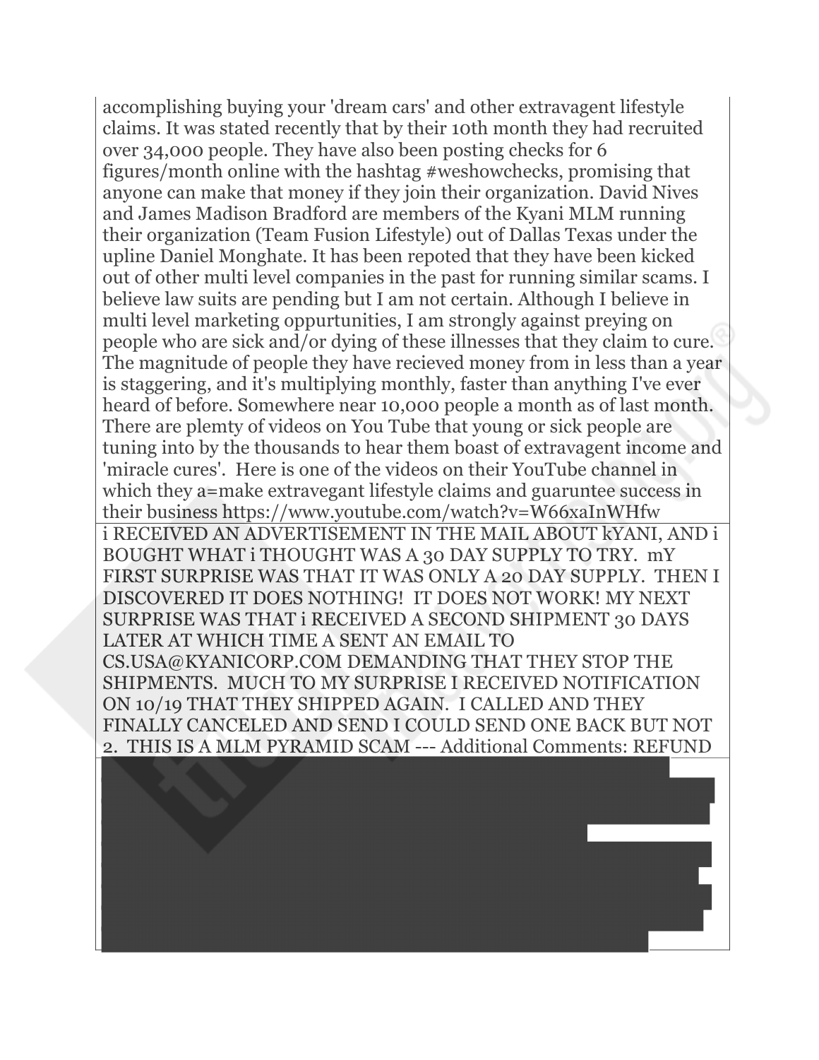| |
|---|
| accomplishing buying your 'dream cars' and other extravagent lifestyle claims. It was stated recently that by their 10th month they had recruited over 34,000 people. They have also been posting checks for 6 figures/month online with the hashtag #weshowchecks, promising that anyone can make that money if they join their organization. David Nives and James Madison Bradford are members of the Kyani MLM running their organization (Team Fusion Lifestyle) out of Dallas Texas under the upline Daniel Monghate. It has been repoted that they have been kicked out of other multi level companies in the past for running similar scams. I believe law suits are pending but I am not certain. Although I believe in multi level marketing oppurtunities, I am strongly against preying on people who are sick and/or dying of these illnesses that they claim to cure. The magnitude of people they have recieved money from in less than a year is staggering, and it's multiplying monthly, faster than anything I've ever heard of before. Somewhere near 10,000 people a month as of last month. There are plemty of videos on You Tube that young or sick people are tuning into by the thousands to hear them boast of extravagent income and 'miracle cures'. Here is one of the videos on their YouTube channel in which they a=make extravegant lifestyle claims and guaruntee success in their business https://www.youtube.com/watch?v=W66xaInWHfw |
| i RECEIVED AN ADVERTISEMENT IN THE MAIL ABOUT kYANI, AND i BOUGHT WHAT i THOUGHT WAS A 30 DAY SUPPLY TO TRY. mY FIRST SURPRISE WAS THAT IT WAS ONLY A 20 DAY SUPPLY. THEN I DISCOVERED IT DOES NOTHING! IT DOES NOT WORK! MY NEXT SURPRISE WAS THAT i RECEIVED A SECOND SHIPMENT 30 DAYS LATER AT WHICH TIME A SENT AN EMAIL TO CS.USA@KYANICORP.COM DEMANDING THAT THEY STOP THE SHIPMENTS. MUCH TO MY SURPRISE I RECEIVED NOTIFICATION ON 10/19 THAT THEY SHIPPED AGAIN. I CALLED AND THEY FINALLY CANCELED AND SEND I COULD SEND ONE BACK BUT NOT 2. THIS IS A MLM PYRAMID SCAM --- Additional Comments: REFUND |
| |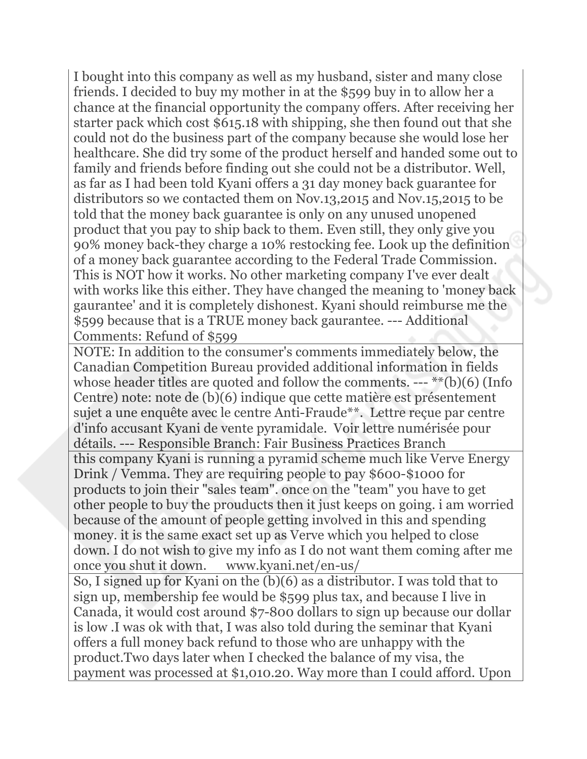| |
|---|
| I bought into this company as well as my husband, sister and many close friends. I decided to buy my mother in at the $599 buy in to allow her a chance at the financial opportunity the company offers. After receiving her starter pack which cost $615.18 with shipping, she then found out that she could not do the business part of the company because she would lose her healthcare. She did try some of the product herself and handed some out to family and friends before finding out she could not be a distributor. Well, as far as I had been told Kyani offers a 31 day money back guarantee for distributors so we contacted them on Nov.13,2015 and Nov.15,2015 to be told that the money back guarantee is only on any unused unopened product that you pay to ship back to them. Even still, they only give you 90% money back-they charge a 10% restocking fee. Look up the definition of a money back guarantee according to the Federal Trade Commission. This is NOT how it works. No other marketing company I've ever dealt with works like this either. They have changed the meaning to 'money back gaurantee' and it is completely dishonest. Kyani should reimburse me the $599 because that is a TRUE money back gaurantee. --- Additional Comments: Refund of $599 |
| NOTE: In addition to the consumer's comments immediately below, the Canadian Competition Bureau provided additional information in fields whose header titles are quoted and follow the comments. --- **(b)(6) (Info Centre) note: note de (b)(6) indique que cette matière est présentement sujet a une enquête avec le centre Anti-Fraude**. Lettre reçue par centre d'info accusant Kyani de vente pyramidale. Voir lettre numérisée pour détails. --- Responsible Branch: Fair Business Practices Branch |
| this company Kyani is running a pyramid scheme much like Verve Energy Drink / Vemma. They are requiring people to pay $600-$1000 for products to join their "sales team". once on the "team" you have to get other people to buy the prouducts then it just keeps on going. i am worried because of the amount of people getting involved in this and spending money. it is the same exact set up as Verve which you helped to close down. I do not wish to give my info as I do not want them coming after me once you shut it down. www.kyani.net/en-us/ |
| So, I signed up for Kyani on the (b)(6) as a distributor. I was told that to sign up, membership fee would be $599 plus tax, and because I live in Canada, it would cost around $7-800 dollars to sign up because our dollar is low .I was ok with that, I was also told during the seminar that Kyani offers a full money back refund to those who are unhappy with the product.Two days later when I checked the balance of my visa, the payment was processed at $1,010.20. Way more than I could afford. Upon |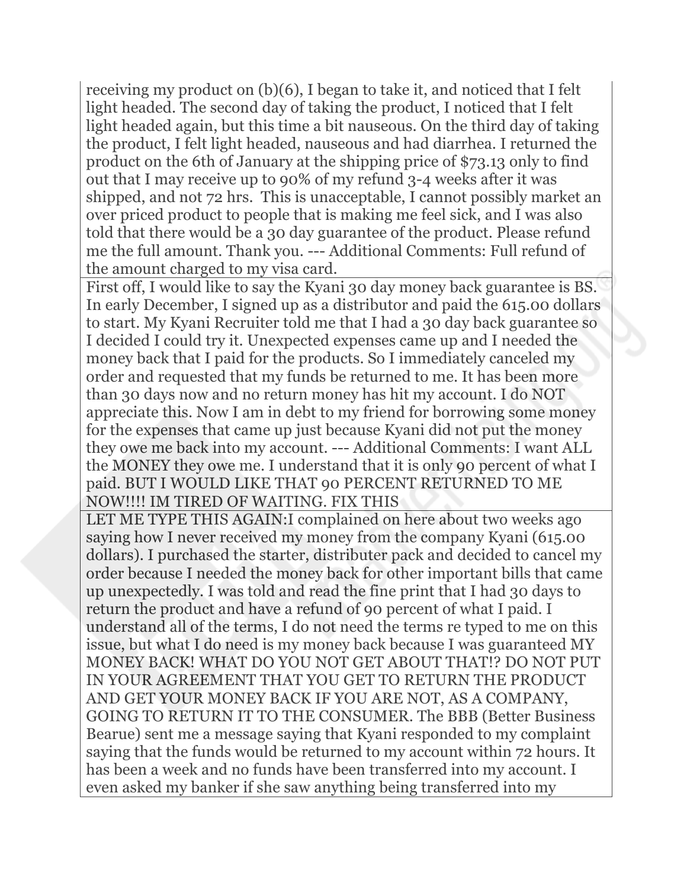| |
|---|
| receiving my product on (b)(6), I began to take it, and noticed that I felt light headed. The second day of taking the product, I noticed that I felt light headed again, but this time a bit nauseous. On the third day of taking the product, I felt light headed, nauseous and had diarrhea. I returned the product on the 6th of January at the shipping price of $73.13 only to find out that I may receive up to 90% of my refund 3-4 weeks after it was shipped, and not 72 hrs. This is unacceptable, I cannot possibly market an over priced product to people that is making me feel sick, and I was also told that there would be a 30 day guarantee of the product. Please refund me the full amount. Thank you. --- Additional Comments: Full refund of the amount charged to my visa card. |
| First off, I would like to say the Kyani 30 day money back guarantee is BS. In early December, I signed up as a distributor and paid the 615.00 dollars to start. My Kyani Recruiter told me that I had a 30 day back guarantee so I decided I could try it. Unexpected expenses came up and I needed the money back that I paid for the products. So I immediately canceled my order and requested that my funds be returned to me. It has been more than 30 days now and no return money has hit my account. I do NOT appreciate this. Now I am in debt to my friend for borrowing some money for the expenses that came up just because Kyani did not put the money they owe me back into my account. --- Additional Comments: I want ALL the MONEY they owe me. I understand that it is only 90 percent of what I paid. BUT I WOULD LIKE THAT 90 PERCENT RETURNED TO ME NOW!!!! IM TIRED OF WAITING. FIX THIS |
| LET ME TYPE THIS AGAIN:I complained on here about two weeks ago saying how I never received my money from the company Kyani (615.00 dollars). I purchased the starter, distributer pack and decided to cancel my order because I needed the money back for other important bills that came up unexpectedly. I was told and read the fine print that I had 30 days to return the product and have a refund of 90 percent of what I paid. I understand all of the terms, I do not need the terms re typed to me on this issue, but what I do need is my money back because I was guaranteed MY MONEY BACK! WHAT DO YOU NOT GET ABOUT THAT!? DO NOT PUT IN YOUR AGREEMENT THAT YOU GET TO RETURN THE PRODUCT AND GET YOUR MONEY BACK IF YOU ARE NOT, AS A COMPANY, GOING TO RETURN IT TO THE CONSUMER. The BBB (Better Business Bearue) sent me a message saying that Kyani responded to my complaint saying that the funds would be returned to my account within 72 hours. It has been a week and no funds have been transferred into my account. I even asked my banker if she saw anything being transferred into my |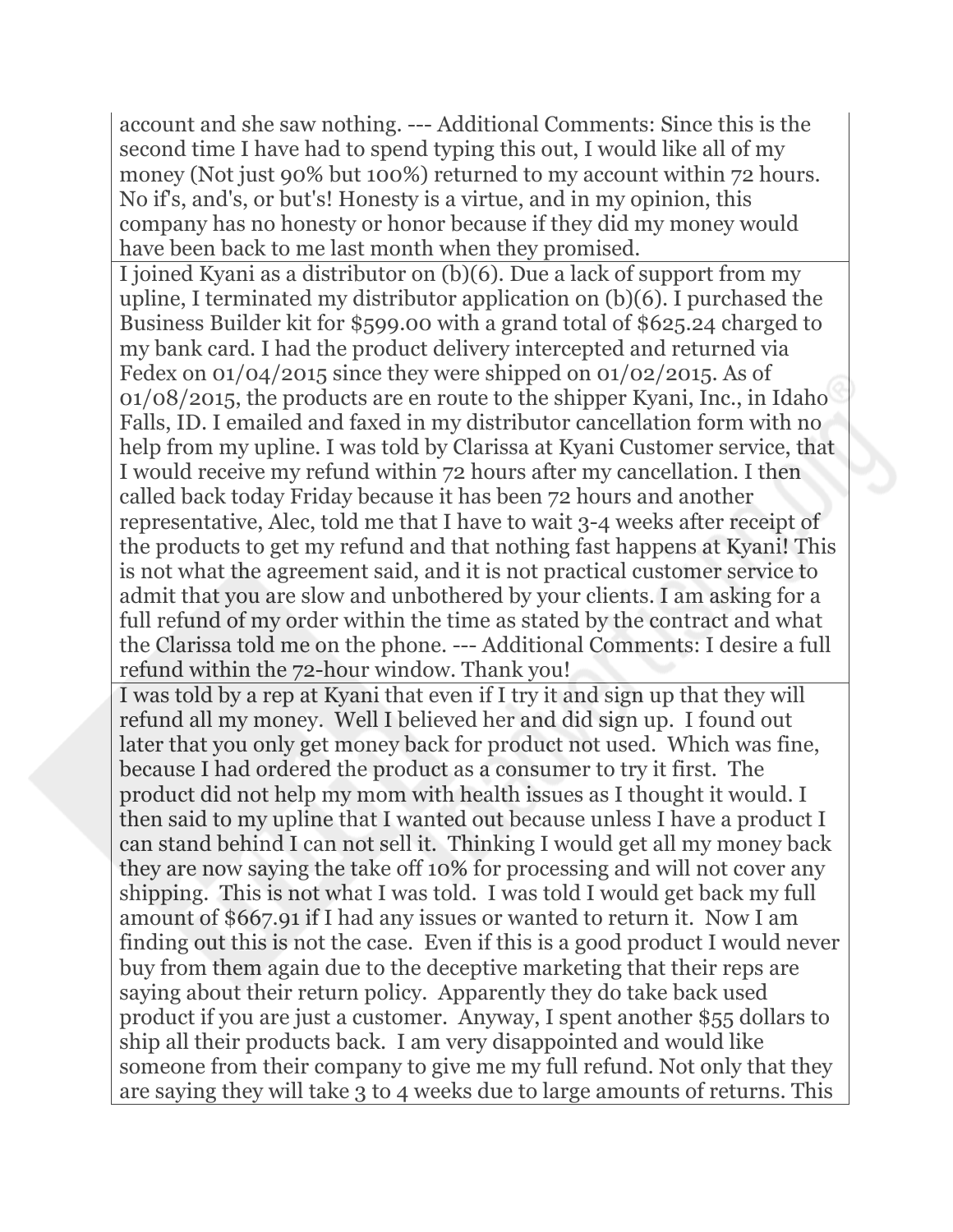| |
|---|
| account and she saw nothing. --- Additional Comments: Since this is the second time I have had to spend typing this out, I would like all of my money (Not just 90% but 100%) returned to my account within 72 hours. No if's, and's, or but's! Honesty is a virtue, and in my opinion, this company has no honesty or honor because if they did my money would have been back to me last month when they promised. |
| I joined Kyani as a distributor on (b)(6). Due a lack of support from my upline, I terminated my distributor application on (b)(6). I purchased the Business Builder kit for $599.00 with a grand total of $625.24 charged to my bank card. I had the product delivery intercepted and returned via Fedex on 01/04/2015 since they were shipped on 01/02/2015. As of 01/08/2015, the products are en route to the shipper Kyani, Inc., in Idaho Falls, ID. I emailed and faxed in my distributor cancellation form with no help from my upline. I was told by Clarissa at Kyani Customer service, that I would receive my refund within 72 hours after my cancellation. I then called back today Friday because it has been 72 hours and another representative, Alec, told me that I have to wait 3-4 weeks after receipt of the products to get my refund and that nothing fast happens at Kyani! This is not what the agreement said, and it is not practical customer service to admit that you are slow and unbothered by your clients. I am asking for a full refund of my order within the time as stated by the contract and what the Clarissa told me on the phone. --- Additional Comments: I desire a full refund within the 72-hour window. Thank you! |
| I was told by a rep at Kyani that even if I try it and sign up that they will refund all my money. Well I believed her and did sign up. I found out later that you only get money back for product not used. Which was fine, because I had ordered the product as a consumer to try it first. The product did not help my mom with health issues as I thought it would. I then said to my upline that I wanted out because unless I have a product I can stand behind I can not sell it. Thinking I would get all my money back they are now saying the take off 10% for processing and will not cover any shipping. This is not what I was told. I was told I would get back my full amount of $667.91 if I had any issues or wanted to return it. Now I am finding out this is not the case. Even if this is a good product I would never buy from them again due to the deceptive marketing that their reps are saying about their return policy. Apparently they do take back used product if you are just a customer. Anyway, I spent another $55 dollars to ship all their products back. I am very disappointed and would like someone from their company to give me my full refund. Not only that they are saying they will take 3 to 4 weeks due to large amounts of returns. This |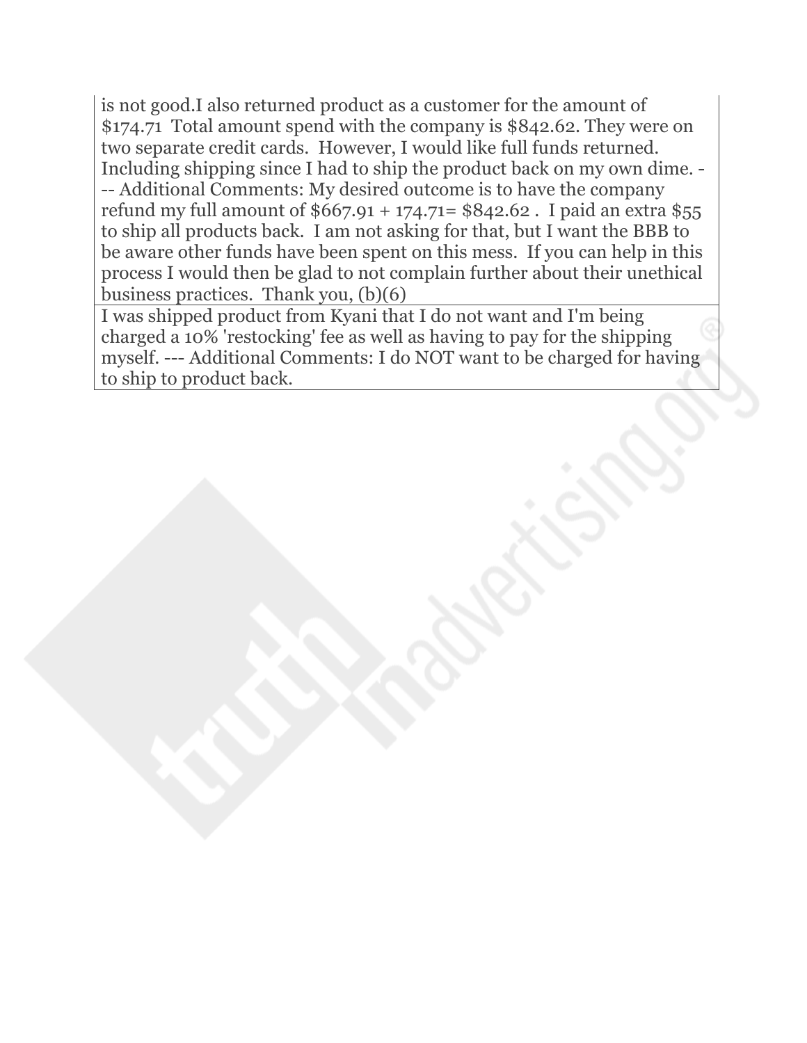| |
|---|
| is not good.I also returned product as a customer for the amount of $174.71  Total amount spend with the company is $842.62. They were on two separate credit cards.  However, I would like full funds returned. Including shipping since I had to ship the product back on my own dime. --- Additional Comments: My desired outcome is to have the company refund my full amount of $667.91 + 174.71= $842.62 .  I paid an extra $55 to ship all products back.  I am not asking for that, but I want the BBB to be aware other funds have been spent on this mess.  If you can help in this process I would then be glad to not complain further about their unethical business practices.  Thank you, (b)(6) |
| I was shipped product from Kyani that I do not want and I'm being charged a 10% 'restocking' fee as well as having to pay for the shipping myself. --- Additional Comments: I do NOT want to be charged for having to ship to product back. |